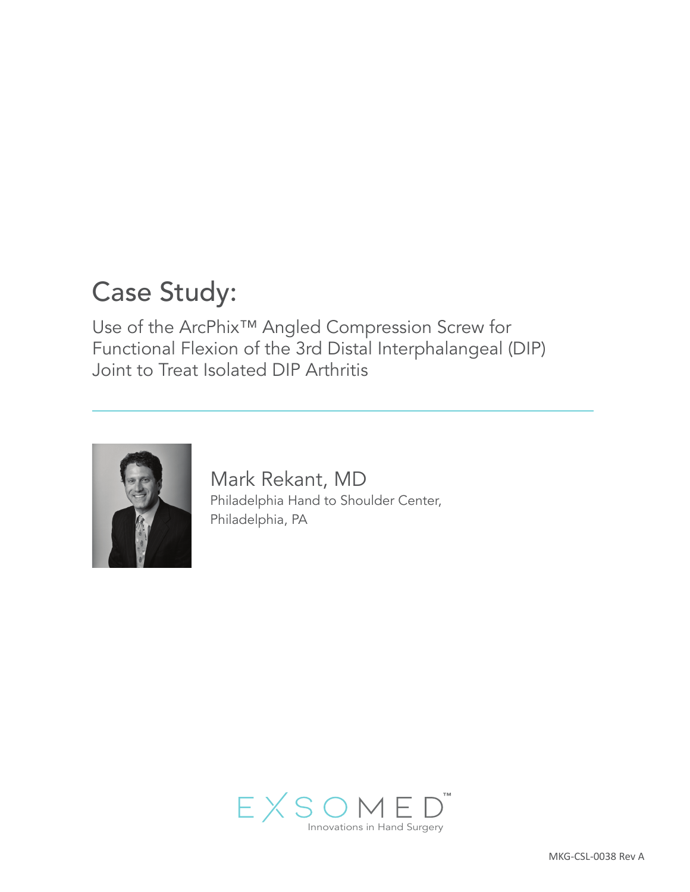# Case Study:

Use of the ArcPhix™ Angled Compression Screw for Functional Flexion of the 3rd Distal Interphalangeal (DIP) Joint to Treat Isolated DIP Arthritis

Mark Rekant, MD

Philadelphia Hand to Shoulder Center,
Philadelphia, PA

EXSOMED™

Innovations in Hand Surgery

MKG-CSL-0038 Rev A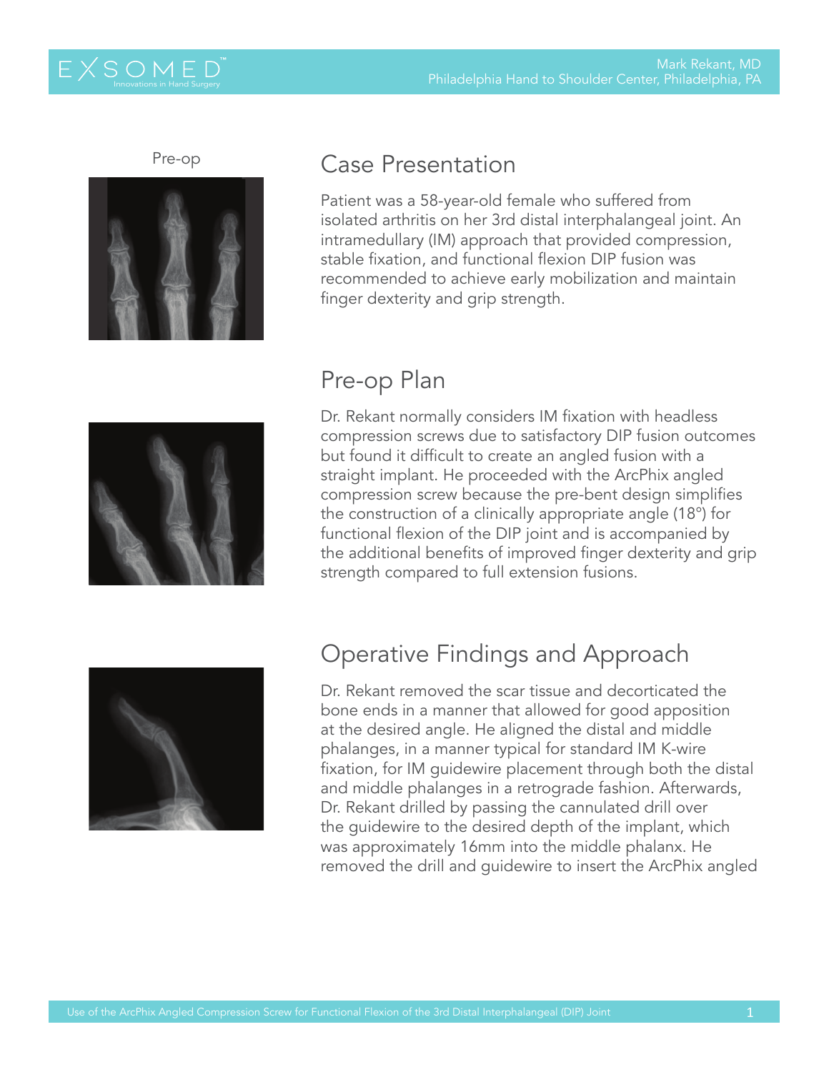Pre-op

## Case Presentation

Patient was a 58-year-old female who suffered from isolated arthritis on her 3rd distal interphalangeal joint. An intramedullary (IM) approach that provided compression, stable fixation, and functional flexion DIP fusion was recommended to achieve early mobilization and maintain finger dexterity and grip strength.

## Pre-op Plan

Dr. Rekant normally considers IM fixation with headless compression screws due to satisfactory DIP fusion outcomes but found it difficult to create an angled fusion with a straight implant. He proceeded with the ArcPhix angled compression screw because the pre-bent design simplifies the construction of a clinically appropriate angle (18°) for functional flexion of the DIP joint and is accompanied by the additional benefits of improved finger dexterity and grip strength compared to full extension fusions.

## Operative Findings and Approach

Dr. Rekant removed the scar tissue and decorticated the bone ends in a manner that allowed for good apposition at the desired angle. He aligned the distal and middle phalanges, in a manner typical for standard IM K-wire fixation, for IM guidewire placement through both the distal and middle phalanges in a retrograde fashion. Afterwards, Dr. Rekant drilled by passing the cannulated drill over the guidewire to the desired depth of the implant, which was approximately 16mm into the middle phalanx. He removed the drill and guidewire to insert the ArcPhix angled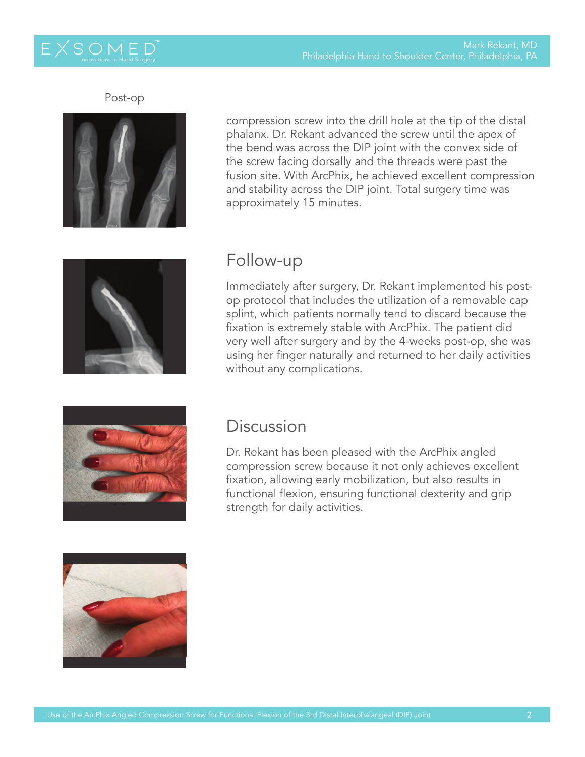Post-op

compression screw into the drill hole at the tip of the distal phalanx. Dr. Rekant advanced the screw until the apex of the bend was across the DIP joint with the convex side of the screw facing dorsally and the threads were past the fusion site. With ArcPhix, he achieved excellent compression and stability across the DIP joint. Total surgery time was approximately 15 minutes.

## Follow-up

Immediately after surgery, Dr. Rekant implemented his post-op protocol that includes the utilization of a removable cap splint, which patients normally tend to discard because the fixation is extremely stable with ArcPhix. The patient did very well after surgery and by the 4-weeks post-op, she was using her finger naturally and returned to her daily activities without any complications.

## Discussion

Dr. Rekant has been pleased with the ArcPhix angled compression screw because it not only achieves excellent fixation, allowing early mobilization, but also results in functional flexion, ensuring functional dexterity and grip strength for daily activities.